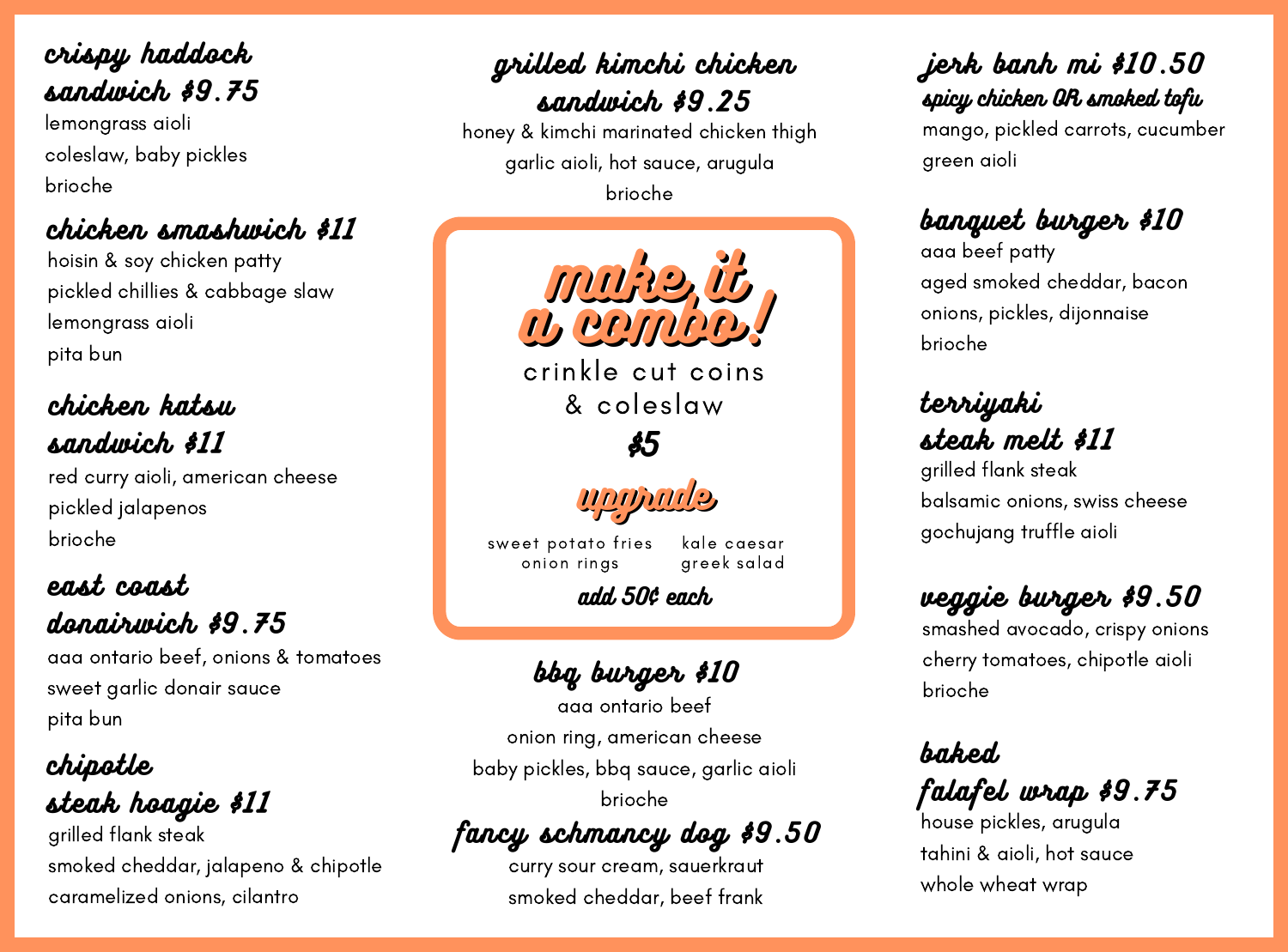## crispy haddock sandwich $9.75

lemongrass aioli
coleslaw, baby pickles
brioche

## chicken smashwich $11

hoisin & soy chicken patty
pickled chillies & cabbage slaw
lemongrass aioli
pita bun

## chicken katsu sandwich $11

red curry aioli, american cheese
pickled jalapenos
brioche

## east coast donairwich $9.75

aaa ontario beef, onions & tomatoes
sweet garlic donair sauce
pita bun

## chipotle steak hoagie $11

grilled flank steak
smoked cheddar, jalapeno & chipotle
caramelized onions, cilantro

## grilled kimchi chicken sandwich $9.25

honey & kimchi marinated chicken thigh
garlic aioli, hot sauce, arugula
brioche

## make it a combo!

crinkle cut coins
& coleslaw

**$5**

### upgrade

sweet potato fries
onion rings
kale caesar
greek salad

**add 50¢ each**

## bbq burger $10

aaa ontario beef
onion ring, american cheese
baby pickles, bbq sauce, garlic aioli
brioche

## fancy schmancy dog $9.50

curry sour cream, sauerkraut
smoked cheddar, beef frank

## jerk banh mi $10.50

**spicy chicken OR smoked tofu**

mango, pickled carrots, cucumber
green aioli

## banquet burger $10

aaa beef patty
aged smoked cheddar, bacon
onions, pickles, dijonnaise
brioche

## terriyaki steak melt $11

grilled flank steak
balsamic onions, swiss cheese
gochujang truffle aioli

## veggie burger $9.50

smashed avocado, crispy onions
cherry tomatoes, chipotle aioli
brioche

## baked falafel wrap $9.75

house pickles, arugula
tahini & aioli, hot sauce
whole wheat wrap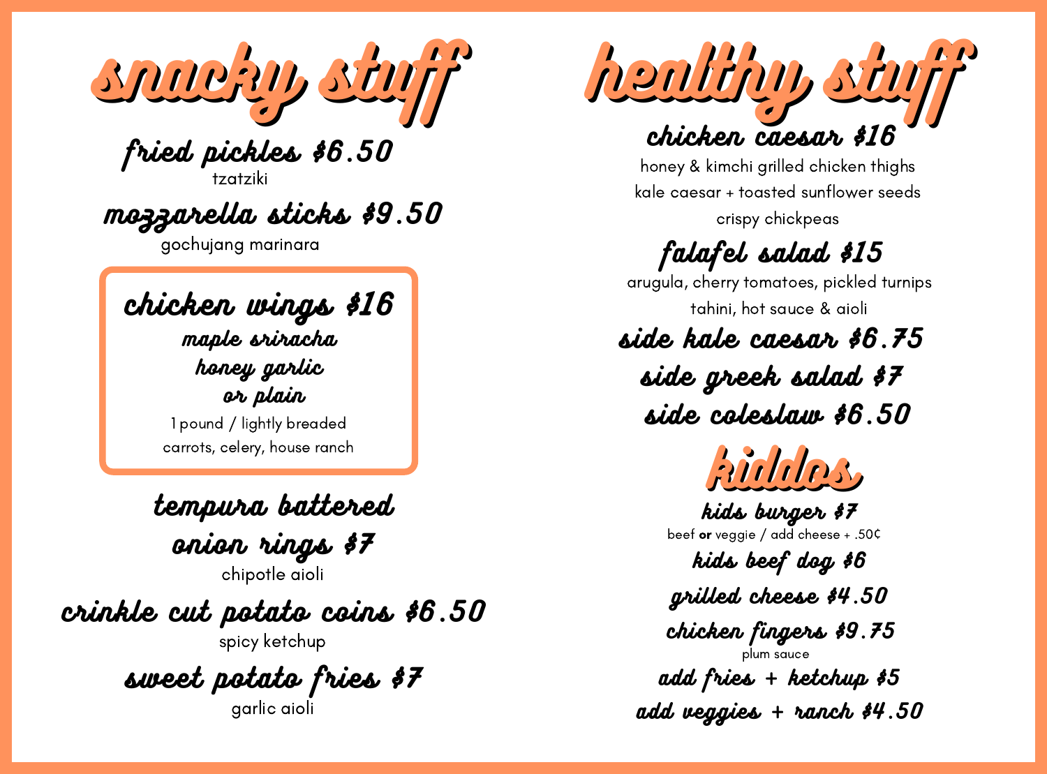# snacky stuff

### fried pickles $6.50
tzatziki

### mozzarella sticks $9.50
gochujang marinara

### chicken wings $16
**maple sriracha**
**honey garlic**
**or plain**

1 pound / lightly breaded
carrots, celery, house ranch

### tempura battered onion rings $7
chipotle aioli

### crinkle cut potato coins $6.50
spicy ketchup

### sweet potato fries $7
garlic aioli

# healthy stuff

### chicken caesar $16
honey & kimchi grilled chicken thighs
kale caesar + toasted sunflower seeds
crispy chickpeas

### falafel salad $15
arugula, cherry tomatoes, pickled turnips
tahini, hot sauce & aioli

### side kale caesar $6.75

### side greek salad $7

### side coleslaw $6.50

# kiddos

### kids burger $7
beef **or** veggie / add cheese + .50¢

### kids beef dog $6

### grilled cheese $4.50

### chicken fingers $9.75
plum sauce

### add fries + ketchup $5

### add veggies + ranch $4.50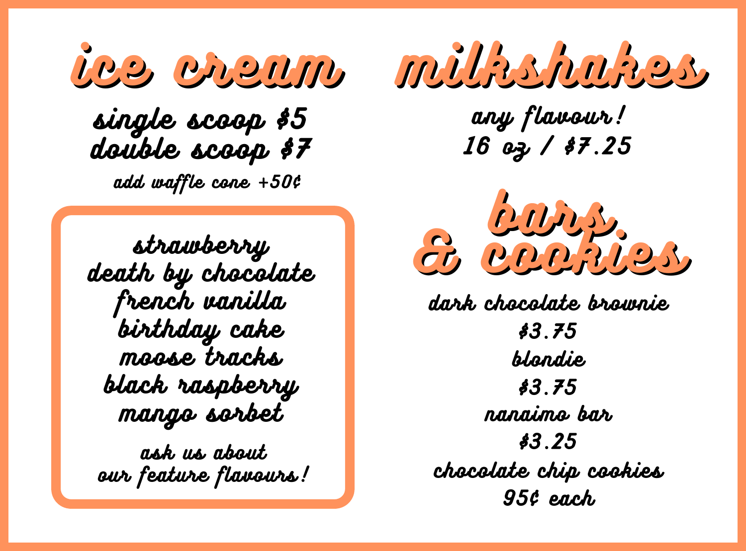# ice cream

single scoop $5
double scoop $7

add waffle cone +50¢

- strawberry
- death by chocolate
- french vanilla
- birthday cake
- moose tracks
- black raspberry
- mango sorbet

ask us about our feature flavours!

# milkshakes

any flavour!
16 oz / $7.25

# bars & cookies

dark chocolate brownie
$3.75

blondie
$3.75

nanaimo bar
$3.25

chocolate chip cookies
95¢ each